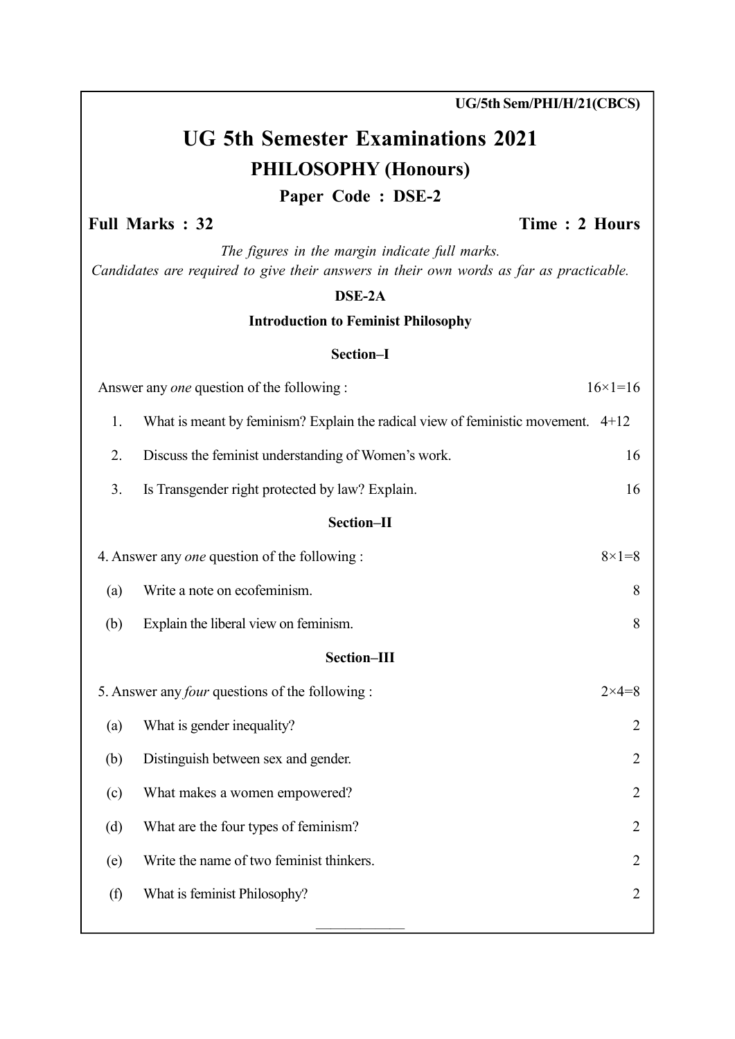UG/5th Sem/PHI/H/21(CBCS)

# UG 5th Semester Examinations 2021

## PHILOSOPHY (Honours)

### Paper Code : DSE-2

**Full Marks : 32** **Time : 2 Hours**

*The figures in the margin indicate full marks.*
*Candidates are required to give their answers in their own words as far as practicable.*

**DSE-2A**

**Introduction to Feminist Philosophy**

**Section–I**

Answer any *one* question of the following : 16×1=16

1. What is meant by feminism? Explain the radical view of feministic movement. 4+12
2. Discuss the feminist understanding of Women's work. 16
3. Is Transgender right protected by law? Explain. 16

**Section–II**

4. Answer any *one* question of the following : 8×1=8

(a) Write a note on ecofeminism. 8

(b) Explain the liberal view on feminism. 8

**Section–III**

5. Answer any *four* questions of the following : 2×4=8

(a) What is gender inequality? 2

(b) Distinguish between sex and gender. 2

(c) What makes a women empowered? 2

(d) What are the four types of feminism? 2

(e) Write the name of two feminist thinkers. 2

(f) What is feminist Philosophy? 2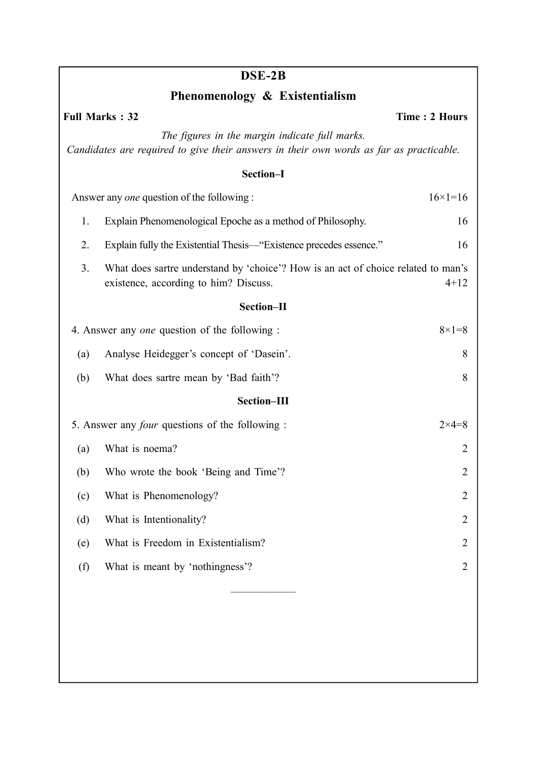## DSE-2B

## Phenomenology & Existentialism

**Full Marks : 32** **Time : 2 Hours**

*The figures in the margin indicate full marks.*
*Candidates are required to give their answers in their own words as far as practicable.*

### Section–I

Answer any *one* question of the following : 16×1=16

1. Explain Phenomenological Epoche as a method of Philosophy. 16
2. Explain fully the Existential Thesis—"Existence precedes essence." 16
3. What does sartre understand by 'choice'? How is an act of choice related to man's existence, according to him? Discuss. 4+12

### Section–II

4. Answer any *one* question of the following : 8×1=8

(a) Analyse Heidegger's concept of 'Dasein'. 8

(b) What does sartre mean by 'Bad faith'? 8

### Section–III

5. Answer any *four* questions of the following : 2×4=8

(a) What is noema? 2

(b) Who wrote the book 'Being and Time'? 2

(c) What is Phenomenology? 2

(d) What is Intentionality? 2

(e) What is Freedom in Existentialism? 2

(f) What is meant by 'nothingness'? 2